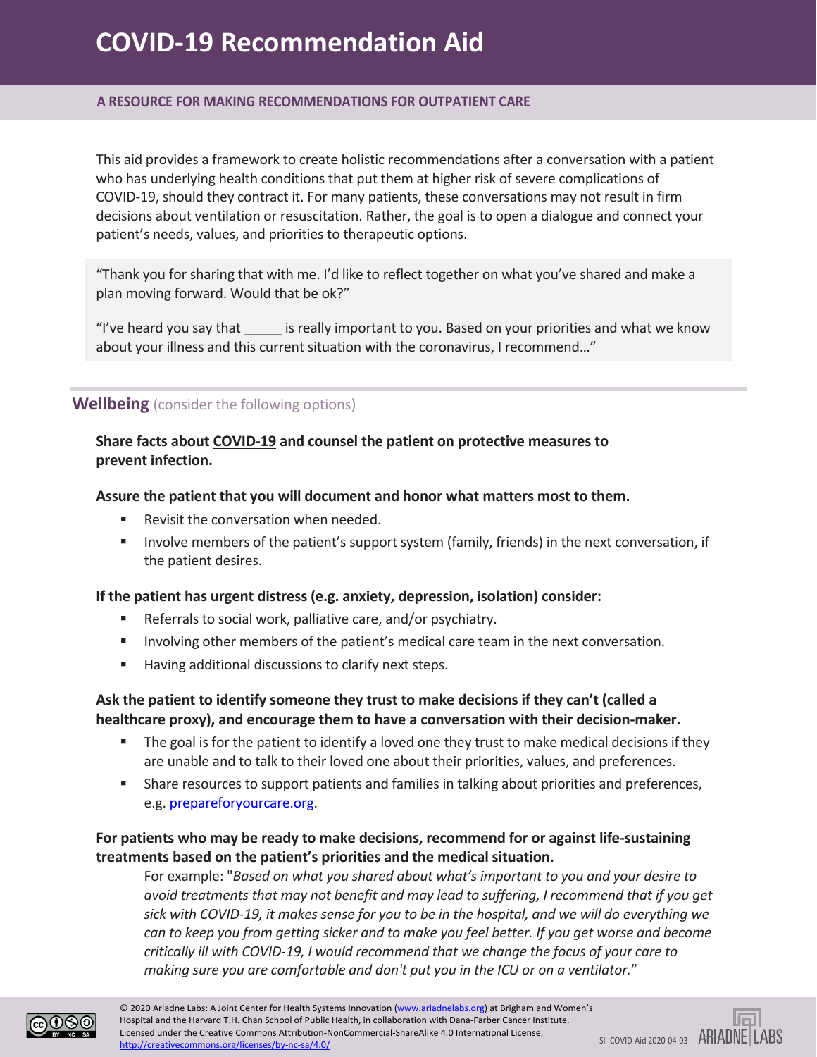# COVID-19 Recommendation Aid

## A RESOURCE FOR MAKING RECOMMENDATIONS FOR OUTPATIENT CARE

This aid provides a framework to create holistic recommendations after a conversation with a patient who has underlying health conditions that put them at higher risk of severe complications of COVID-19, should they contract it. For many patients, these conversations may not result in firm decisions about ventilation or resuscitation. Rather, the goal is to open a dialogue and connect your patient's needs, values, and priorities to therapeutic options.

> "Thank you for sharing that with me. I'd like to reflect together on what you've shared and make a plan moving forward. Would that be ok?"
>
> "I've heard you say that _____ is really important to you. Based on your priorities and what we know about your illness and this current situation with the coronavirus, I recommend…"

## Wellbeing (consider the following options)

**Share facts about COVID-19 and counsel the patient on protective measures to prevent infection.**

**Assure the patient that you will document and honor what matters most to them.**

- Revisit the conversation when needed.
- Involve members of the patient's support system (family, friends) in the next conversation, if the patient desires.

**If the patient has urgent distress (e.g. anxiety, depression, isolation) consider:**

- Referrals to social work, palliative care, and/or psychiatry.
- Involving other members of the patient's medical care team in the next conversation.
- Having additional discussions to clarify next steps.

**Ask the patient to identify someone they trust to make decisions if they can't (called a healthcare proxy), and encourage them to have a conversation with their decision-maker.**

- The goal is for the patient to identify a loved one they trust to make medical decisions if they are unable and to talk to their loved one about their priorities, values, and preferences.
- Share resources to support patients and families in talking about priorities and preferences, e.g. prepareforyourcare.org.

**For patients who may be ready to make decisions, recommend for or against life-sustaining treatments based on the patient's priorities and the medical situation.**

For example: "*Based on what you shared about what's important to you and your desire to avoid treatments that may not benefit and may lead to suffering, I recommend that if you get sick with COVID-19, it makes sense for you to be in the hospital, and we will do everything we can to keep you from getting sicker and to make you feel better. If you get worse and become critically ill with COVID-19, I would recommend that we change the focus of your care to making sure you are comfortable and don't put you in the ICU or on a ventilator.*"

© 2020 Ariadne Labs: A Joint Center for Health Systems Innovation (www.ariadnelabs.org) at Brigham and Women's Hospital and the Harvard T.H. Chan School of Public Health, in collaboration with Dana-Farber Cancer Institute. Licensed under the Creative Commons Attribution-NonCommercial-ShareAlike 4.0 International License, http://creativecommons.org/licenses/by-nc-sa/4.0/

SI- COVID-Aid 2020-04-03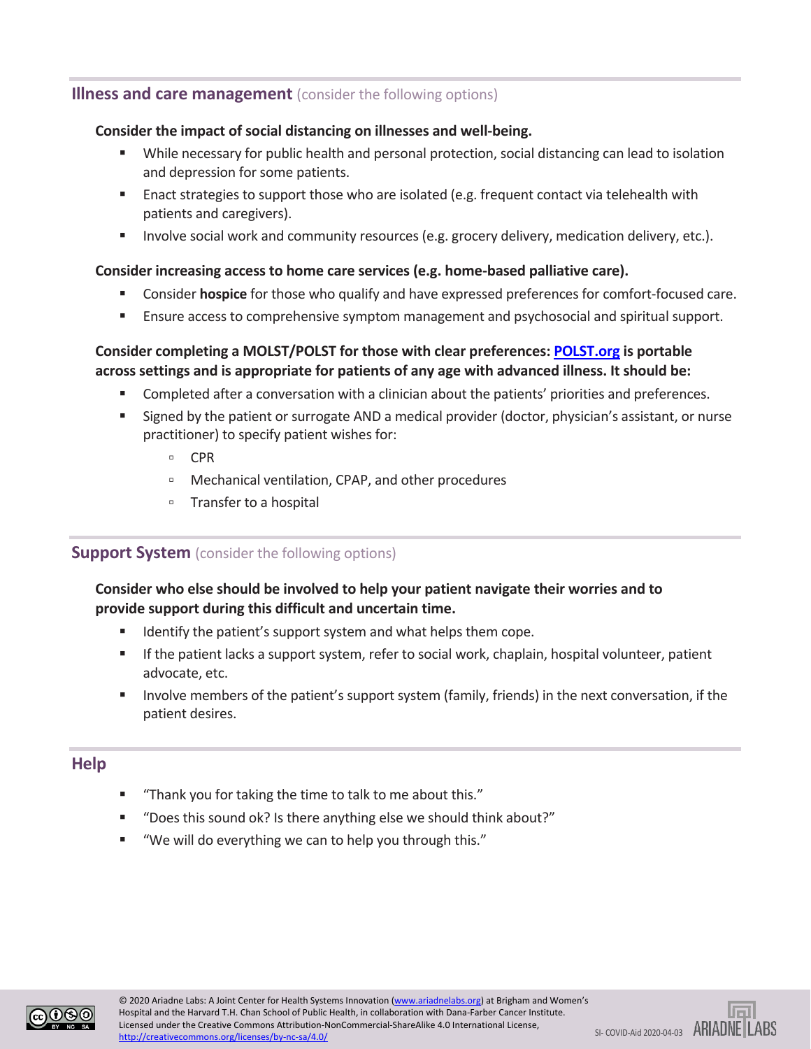## Illness and care management (consider the following options)

**Consider the impact of social distancing on illnesses and well-being.**

- While necessary for public health and personal protection, social distancing can lead to isolation and depression for some patients.
- Enact strategies to support those who are isolated (e.g. frequent contact via telehealth with patients and caregivers).
- Involve social work and community resources (e.g. grocery delivery, medication delivery, etc.).

**Consider increasing access to home care services (e.g. home-based palliative care).**

- Consider **hospice** for those who qualify and have expressed preferences for comfort-focused care.
- Ensure access to comprehensive symptom management and psychosocial and spiritual support.

**Consider completing a MOLST/POLST for those with clear preferences: [POLST.org](http://POLST.org) is portable across settings and is appropriate for patients of any age with advanced illness. It should be:**

- Completed after a conversation with a clinician about the patients' priorities and preferences.
- Signed by the patient or surrogate AND a medical provider (doctor, physician's assistant, or nurse practitioner) to specify patient wishes for:
  - CPR
  - Mechanical ventilation, CPAP, and other procedures
  - Transfer to a hospital

## Support System (consider the following options)

**Consider who else should be involved to help your patient navigate their worries and to provide support during this difficult and uncertain time.**

- Identify the patient's support system and what helps them cope.
- If the patient lacks a support system, refer to social work, chaplain, hospital volunteer, patient advocate, etc.
- Involve members of the patient's support system (family, friends) in the next conversation, if the patient desires.

## Help

- "Thank you for taking the time to talk to me about this."
- "Does this sound ok? Is there anything else we should think about?"
- "We will do everything we can to help you through this."

© 2020 Ariadne Labs: A Joint Center for Health Systems Innovation (www.ariadnelabs.org) at Brigham and Women's Hospital and the Harvard T.H. Chan School of Public Health, in collaboration with Dana-Farber Cancer Institute. Licensed under the Creative Commons Attribution-NonCommercial-ShareAlike 4.0 International License, http://creativecommons.org/licenses/by-nc-sa/4.0/

SI- COVID-Aid 2020-04-03